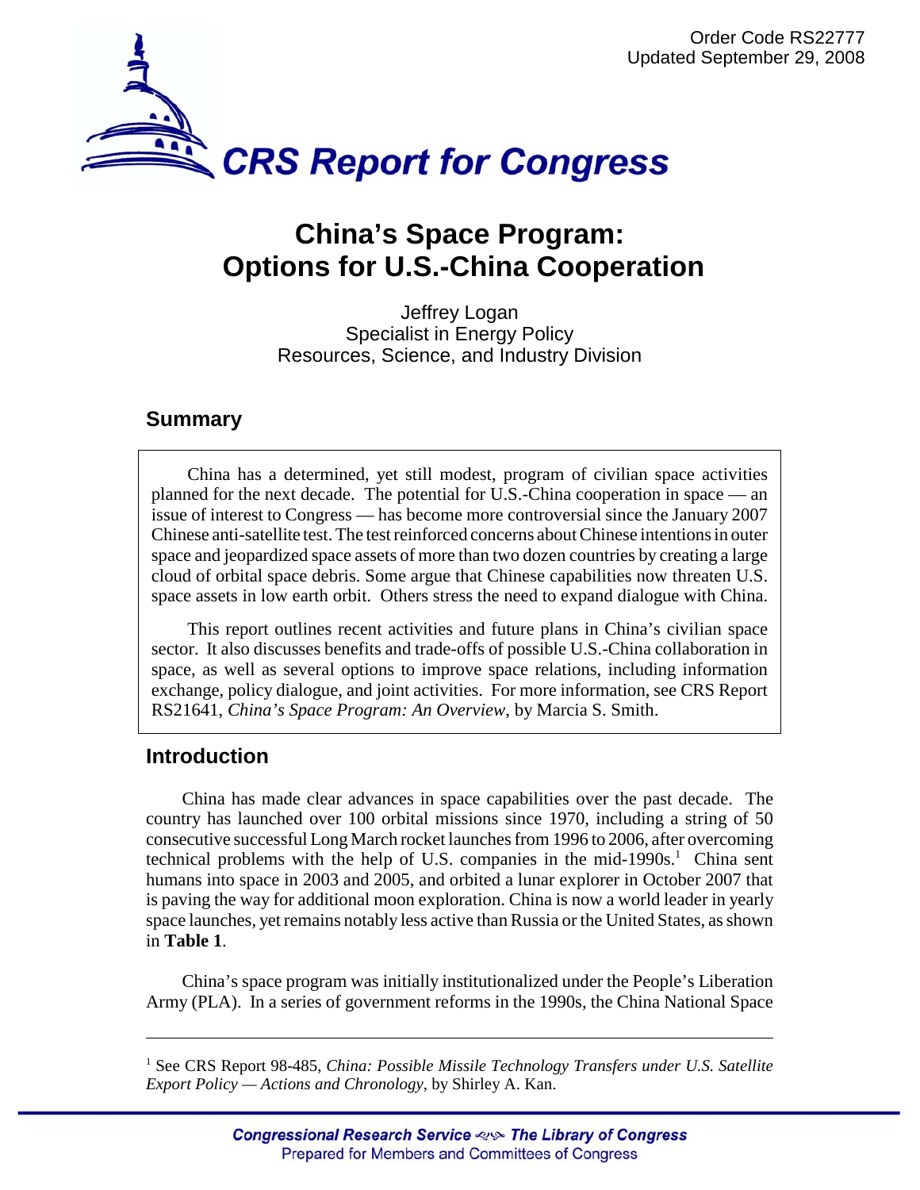Order Code RS22777
Updated September 29, 2008

# CRS Report for Congress

# China's Space Program: Options for U.S.-China Cooperation

Jeffrey Logan
Specialist in Energy Policy
Resources, Science, and Industry Division

## Summary

China has a determined, yet still modest, program of civilian space activities planned for the next decade. The potential for U.S.-China cooperation in space — an issue of interest to Congress — has become more controversial since the January 2007 Chinese anti-satellite test. The test reinforced concerns about Chinese intentions in outer space and jeopardized space assets of more than two dozen countries by creating a large cloud of orbital space debris. Some argue that Chinese capabilities now threaten U.S. space assets in low earth orbit. Others stress the need to expand dialogue with China.

This report outlines recent activities and future plans in China's civilian space sector. It also discusses benefits and trade-offs of possible U.S.-China collaboration in space, as well as several options to improve space relations, including information exchange, policy dialogue, and joint activities. For more information, see CRS Report RS21641, *China's Space Program: An Overview*, by Marcia S. Smith.

## Introduction

China has made clear advances in space capabilities over the past decade. The country has launched over 100 orbital missions since 1970, including a string of 50 consecutive successful Long March rocket launches from 1996 to 2006, after overcoming technical problems with the help of U.S. companies in the mid-1990s.[1] China sent humans into space in 2003 and 2005, and orbited a lunar explorer in October 2007 that is paving the way for additional moon exploration. China is now a world leader in yearly space launches, yet remains notably less active than Russia or the United States, as shown in **Table 1**.

China's space program was initially institutionalized under the People's Liberation Army (PLA). In a series of government reforms in the 1990s, the China National Space

---

[1] See CRS Report 98-485, *China: Possible Missile Technology Transfers under U.S. Satellite Export Policy — Actions and Chronology*, by Shirley A. Kan.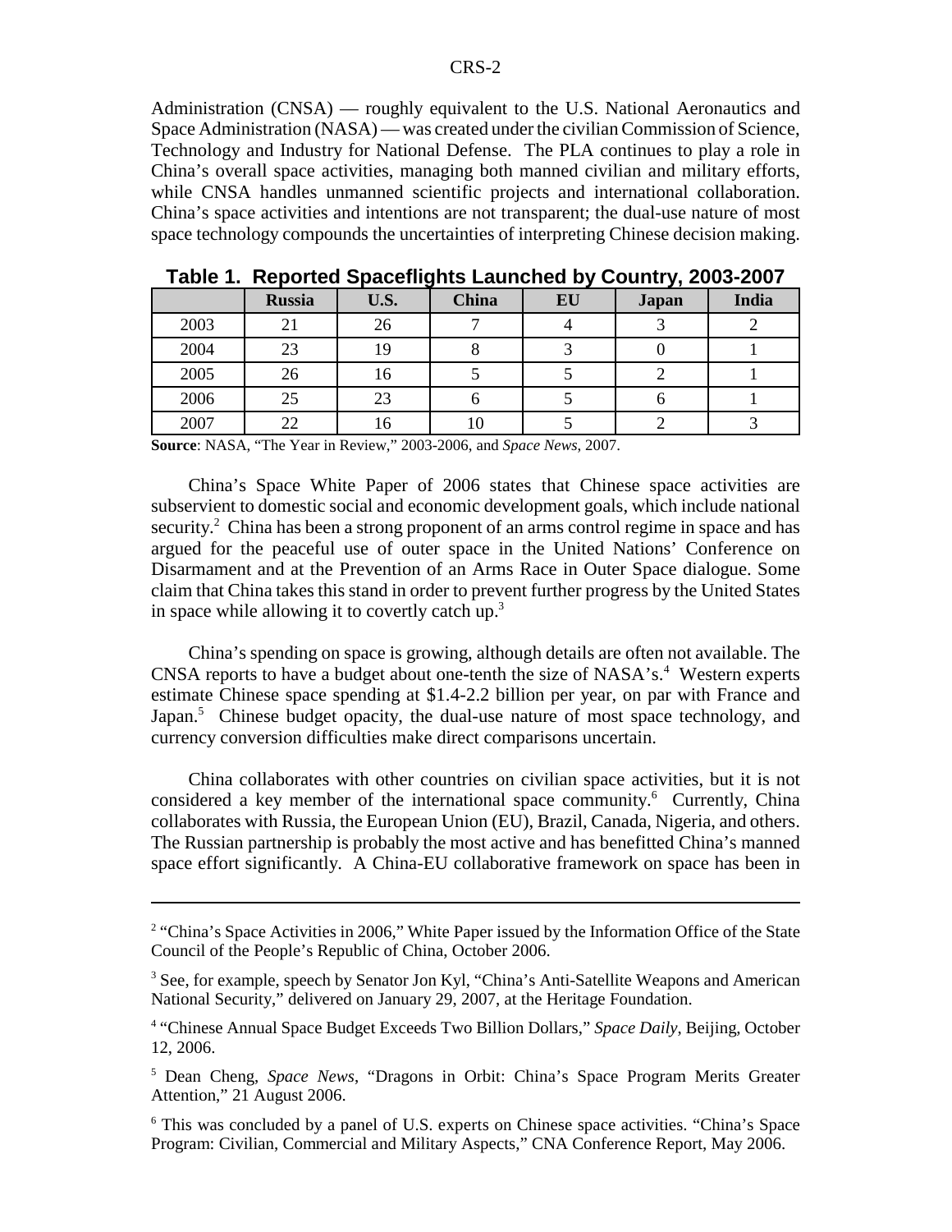Administration (CNSA) — roughly equivalent to the U.S. National Aeronautics and Space Administration (NASA) — was created under the civilian Commission of Science, Technology and Industry for National Defense. The PLA continues to play a role in China's overall space activities, managing both manned civilian and military efforts, while CNSA handles unmanned scientific projects and international collaboration. China's space activities and intentions are not transparent; the dual-use nature of most space technology compounds the uncertainties of interpreting Chinese decision making.

**Table 1. Reported Spaceflights Launched by Country, 2003-2007**

| | Russia | U.S. | China | EU | Japan | India |
|---|---|---|---|---|---|---|
| 2003 | 21 | 26 | 7 | 4 | 3 | 2 |
| 2004 | 23 | 19 | 8 | 3 | 0 | 1 |
| 2005 | 26 | 16 | 5 | 5 | 2 | 1 |
| 2006 | 25 | 23 | 6 | 5 | 6 | 1 |
| 2007 | 22 | 16 | 10 | 5 | 2 | 3 |

**Source**: NASA, "The Year in Review," 2003-2006, and *Space News*, 2007.

China's Space White Paper of 2006 states that Chinese space activities are subservient to domestic social and economic development goals, which include national security.[2] China has been a strong proponent of an arms control regime in space and has argued for the peaceful use of outer space in the United Nations' Conference on Disarmament and at the Prevention of an Arms Race in Outer Space dialogue. Some claim that China takes this stand in order to prevent further progress by the United States in space while allowing it to covertly catch up.[3]

China's spending on space is growing, although details are often not available. The CNSA reports to have a budget about one-tenth the size of NASA's.[4] Western experts estimate Chinese space spending at $1.4-2.2 billion per year, on par with France and Japan.[5] Chinese budget opacity, the dual-use nature of most space technology, and currency conversion difficulties make direct comparisons uncertain.

China collaborates with other countries on civilian space activities, but it is not considered a key member of the international space community.[6] Currently, China collaborates with Russia, the European Union (EU), Brazil, Canada, Nigeria, and others. The Russian partnership is probably the most active and has benefitted China's manned space effort significantly. A China-EU collaborative framework on space has been in

---

[2] "China's Space Activities in 2006," White Paper issued by the Information Office of the State Council of the People's Republic of China, October 2006.

[3] See, for example, speech by Senator Jon Kyl, "China's Anti-Satellite Weapons and American National Security," delivered on January 29, 2007, at the Heritage Foundation.

[4] "Chinese Annual Space Budget Exceeds Two Billion Dollars," *Space Daily*, Beijing, October 12, 2006.

[5] Dean Cheng, *Space News*, "Dragons in Orbit: China's Space Program Merits Greater Attention," 21 August 2006.

[6] This was concluded by a panel of U.S. experts on Chinese space activities. "China's Space Program: Civilian, Commercial and Military Aspects," CNA Conference Report, May 2006.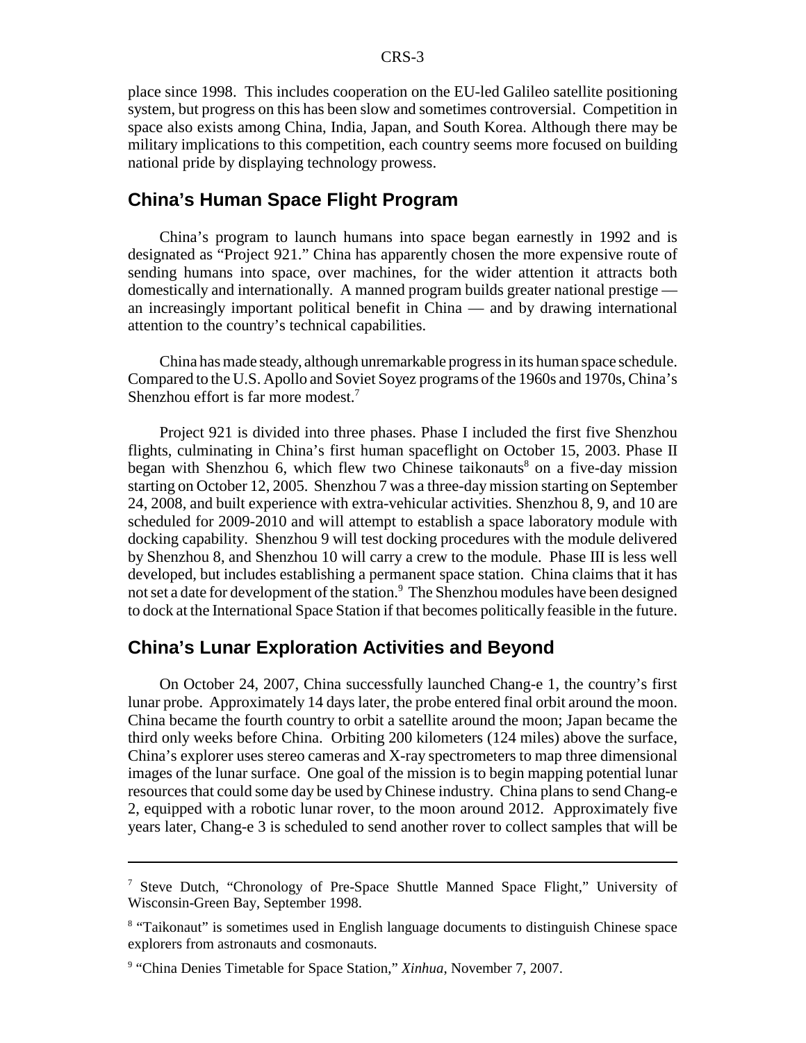place since 1998. This includes cooperation on the EU-led Galileo satellite positioning system, but progress on this has been slow and sometimes controversial. Competition in space also exists among China, India, Japan, and South Korea. Although there may be military implications to this competition, each country seems more focused on building national pride by displaying technology prowess.

## China's Human Space Flight Program

China's program to launch humans into space began earnestly in 1992 and is designated as "Project 921." China has apparently chosen the more expensive route of sending humans into space, over machines, for the wider attention it attracts both domestically and internationally. A manned program builds greater national prestige — an increasingly important political benefit in China — and by drawing international attention to the country's technical capabilities.

China has made steady, although unremarkable progress in its human space schedule. Compared to the U.S. Apollo and Soviet Soyez programs of the 1960s and 1970s, China's Shenzhou effort is far more modest.[7]

Project 921 is divided into three phases. Phase I included the first five Shenzhou flights, culminating in China's first human spaceflight on October 15, 2003. Phase II began with Shenzhou 6, which flew two Chinese taikonauts[8] on a five-day mission starting on October 12, 2005. Shenzhou 7 was a three-day mission starting on September 24, 2008, and built experience with extra-vehicular activities. Shenzhou 8, 9, and 10 are scheduled for 2009-2010 and will attempt to establish a space laboratory module with docking capability. Shenzhou 9 will test docking procedures with the module delivered by Shenzhou 8, and Shenzhou 10 will carry a crew to the module. Phase III is less well developed, but includes establishing a permanent space station. China claims that it has not set a date for development of the station.[9] The Shenzhou modules have been designed to dock at the International Space Station if that becomes politically feasible in the future.

## China's Lunar Exploration Activities and Beyond

On October 24, 2007, China successfully launched Chang-e 1, the country's first lunar probe. Approximately 14 days later, the probe entered final orbit around the moon. China became the fourth country to orbit a satellite around the moon; Japan became the third only weeks before China. Orbiting 200 kilometers (124 miles) above the surface, China's explorer uses stereo cameras and X-ray spectrometers to map three dimensional images of the lunar surface. One goal of the mission is to begin mapping potential lunar resources that could some day be used by Chinese industry. China plans to send Chang-e 2, equipped with a robotic lunar rover, to the moon around 2012. Approximately five years later, Chang-e 3 is scheduled to send another rover to collect samples that will be

---

[7] Steve Dutch, "Chronology of Pre-Space Shuttle Manned Space Flight," University of Wisconsin-Green Bay, September 1998.

[8] "Taikonaut" is sometimes used in English language documents to distinguish Chinese space explorers from astronauts and cosmonauts.

[9] "China Denies Timetable for Space Station," *Xinhua*, November 7, 2007.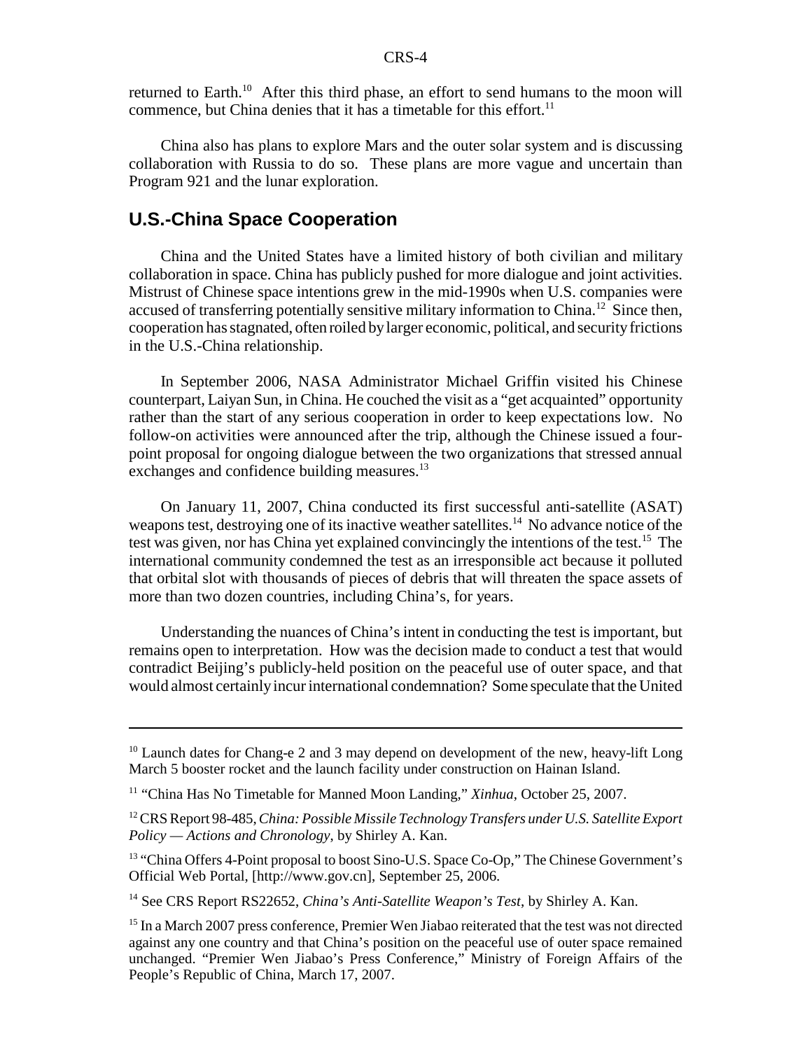returned to Earth.[10] After this third phase, an effort to send humans to the moon will commence, but China denies that it has a timetable for this effort.[11]

China also has plans to explore Mars and the outer solar system and is discussing collaboration with Russia to do so. These plans are more vague and uncertain than Program 921 and the lunar exploration.

## U.S.-China Space Cooperation

China and the United States have a limited history of both civilian and military collaboration in space. China has publicly pushed for more dialogue and joint activities. Mistrust of Chinese space intentions grew in the mid-1990s when U.S. companies were accused of transferring potentially sensitive military information to China.[12] Since then, cooperation has stagnated, often roiled by larger economic, political, and security frictions in the U.S.-China relationship.

In September 2006, NASA Administrator Michael Griffin visited his Chinese counterpart, Laiyan Sun, in China. He couched the visit as a "get acquainted" opportunity rather than the start of any serious cooperation in order to keep expectations low. No follow-on activities were announced after the trip, although the Chinese issued a four-point proposal for ongoing dialogue between the two organizations that stressed annual exchanges and confidence building measures.[13]

On January 11, 2007, China conducted its first successful anti-satellite (ASAT) weapons test, destroying one of its inactive weather satellites.[14] No advance notice of the test was given, nor has China yet explained convincingly the intentions of the test.[15] The international community condemned the test as an irresponsible act because it polluted that orbital slot with thousands of pieces of debris that will threaten the space assets of more than two dozen countries, including China's, for years.

Understanding the nuances of China's intent in conducting the test is important, but remains open to interpretation. How was the decision made to conduct a test that would contradict Beijing's publicly-held position on the peaceful use of outer space, and that would almost certainly incur international condemnation? Some speculate that the United

---

[10] Launch dates for Chang-e 2 and 3 may depend on development of the new, heavy-lift Long March 5 booster rocket and the launch facility under construction on Hainan Island.

[11] "China Has No Timetable for Manned Moon Landing," *Xinhua*, October 25, 2007.

[12] CRS Report 98-485, *China: Possible Missile Technology Transfers under U.S. Satellite Export Policy — Actions and Chronology*, by Shirley A. Kan.

[13] "China Offers 4-Point proposal to boost Sino-U.S. Space Co-Op," The Chinese Government's Official Web Portal, [http://www.gov.cn], September 25, 2006.

[14] See CRS Report RS22652, *China's Anti-Satellite Weapon's Test*, by Shirley A. Kan.

[15] In a March 2007 press conference, Premier Wen Jiabao reiterated that the test was not directed against any one country and that China's position on the peaceful use of outer space remained unchanged. "Premier Wen Jiabao's Press Conference," Ministry of Foreign Affairs of the People's Republic of China, March 17, 2007.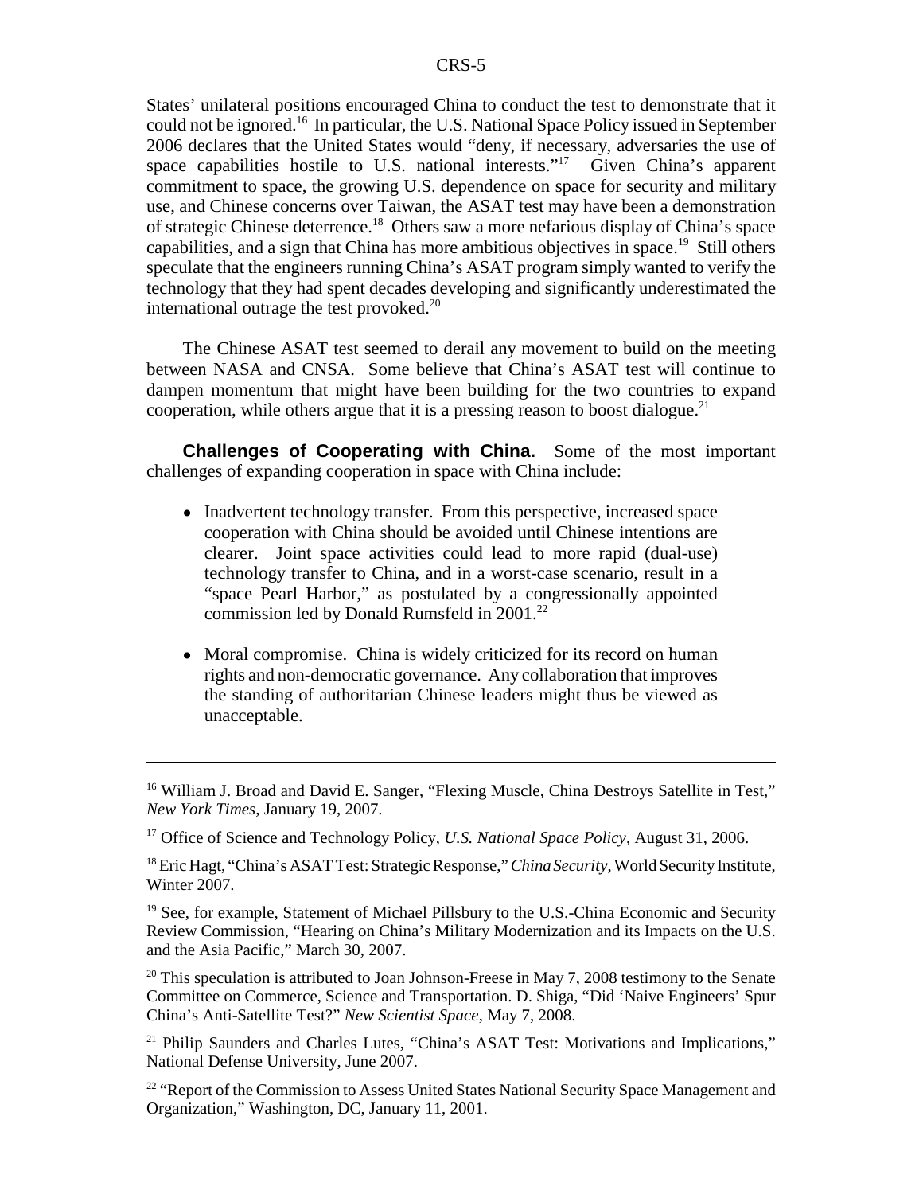States' unilateral positions encouraged China to conduct the test to demonstrate that it could not be ignored.[16] In particular, the U.S. National Space Policy issued in September 2006 declares that the United States would "deny, if necessary, adversaries the use of space capabilities hostile to U.S. national interests."[17] Given China's apparent commitment to space, the growing U.S. dependence on space for security and military use, and Chinese concerns over Taiwan, the ASAT test may have been a demonstration of strategic Chinese deterrence.[18] Others saw a more nefarious display of China's space capabilities, and a sign that China has more ambitious objectives in space.[19] Still others speculate that the engineers running China's ASAT program simply wanted to verify the technology that they had spent decades developing and significantly underestimated the international outrage the test provoked.[20]

The Chinese ASAT test seemed to derail any movement to build on the meeting between NASA and CNSA. Some believe that China's ASAT test will continue to dampen momentum that might have been building for the two countries to expand cooperation, while others argue that it is a pressing reason to boost dialogue.[21]

**Challenges of Cooperating with China.** Some of the most important challenges of expanding cooperation in space with China include:

- Inadvertent technology transfer. From this perspective, increased space cooperation with China should be avoided until Chinese intentions are clearer. Joint space activities could lead to more rapid (dual-use) technology transfer to China, and in a worst-case scenario, result in a "space Pearl Harbor," as postulated by a congressionally appointed commission led by Donald Rumsfeld in 2001.[22]

- Moral compromise. China is widely criticized for its record on human rights and non-democratic governance. Any collaboration that improves the standing of authoritarian Chinese leaders might thus be viewed as unacceptable.

---

[16] William J. Broad and David E. Sanger, "Flexing Muscle, China Destroys Satellite in Test," *New York Times*, January 19, 2007.

[17] Office of Science and Technology Policy, *U.S. National Space Policy*, August 31, 2006.

[18] Eric Hagt, "China's ASAT Test: Strategic Response," *China Security*, World Security Institute, Winter 2007.

[19] See, for example, Statement of Michael Pillsbury to the U.S.-China Economic and Security Review Commission, "Hearing on China's Military Modernization and its Impacts on the U.S. and the Asia Pacific," March 30, 2007.

[20] This speculation is attributed to Joan Johnson-Freese in May 7, 2008 testimony to the Senate Committee on Commerce, Science and Transportation. D. Shiga, "Did 'Naive Engineers' Spur China's Anti-Satellite Test?" *New Scientist Space*, May 7, 2008.

[21] Philip Saunders and Charles Lutes, "China's ASAT Test: Motivations and Implications," National Defense University, June 2007.

[22] "Report of the Commission to Assess United States National Security Space Management and Organization," Washington, DC, January 11, 2001.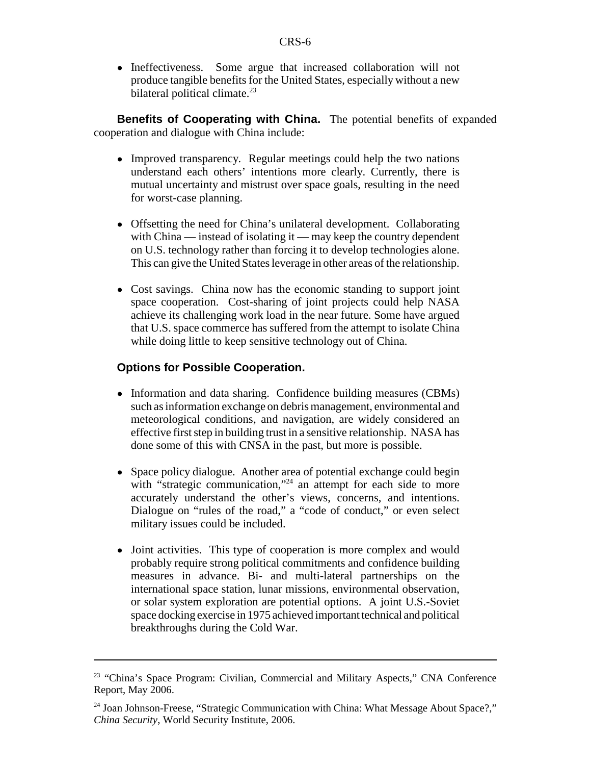- Ineffectiveness. Some argue that increased collaboration will not produce tangible benefits for the United States, especially without a new bilateral political climate.[23]

**Benefits of Cooperating with China.** The potential benefits of expanded cooperation and dialogue with China include:

- Improved transparency. Regular meetings could help the two nations understand each others' intentions more clearly. Currently, there is mutual uncertainty and mistrust over space goals, resulting in the need for worst-case planning.

- Offsetting the need for China's unilateral development. Collaborating with China — instead of isolating it — may keep the country dependent on U.S. technology rather than forcing it to develop technologies alone. This can give the United States leverage in other areas of the relationship.

- Cost savings. China now has the economic standing to support joint space cooperation. Cost-sharing of joint projects could help NASA achieve its challenging work load in the near future. Some have argued that U.S. space commerce has suffered from the attempt to isolate China while doing little to keep sensitive technology out of China.

**Options for Possible Cooperation.**

- Information and data sharing. Confidence building measures (CBMs) such as information exchange on debris management, environmental and meteorological conditions, and navigation, are widely considered an effective first step in building trust in a sensitive relationship. NASA has done some of this with CNSA in the past, but more is possible.

- Space policy dialogue. Another area of potential exchange could begin with "strategic communication,"[24] an attempt for each side to more accurately understand the other's views, concerns, and intentions. Dialogue on "rules of the road," a "code of conduct," or even select military issues could be included.

- Joint activities. This type of cooperation is more complex and would probably require strong political commitments and confidence building measures in advance. Bi- and multi-lateral partnerships on the international space station, lunar missions, environmental observation, or solar system exploration are potential options. A joint U.S.-Soviet space docking exercise in 1975 achieved important technical and political breakthroughs during the Cold War.

---

[23] "China's Space Program: Civilian, Commercial and Military Aspects," CNA Conference Report, May 2006.

[24] Joan Johnson-Freese, "Strategic Communication with China: What Message About Space?," *China Security*, World Security Institute, 2006.